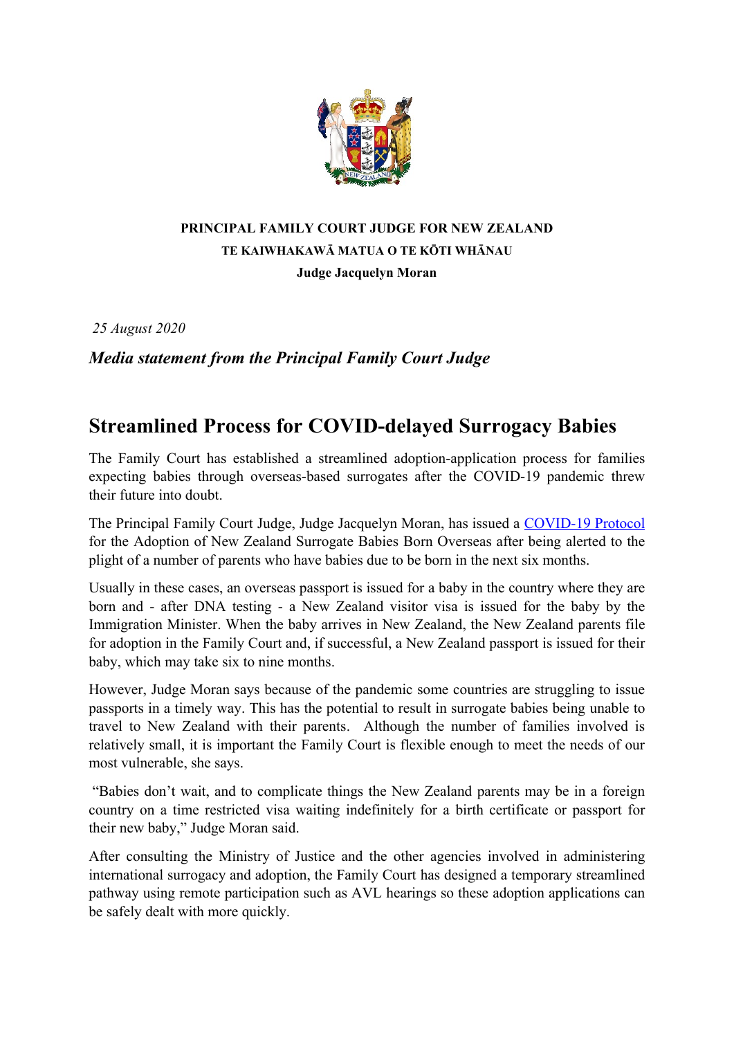**PRINCIPAL FAMILY COURT JUDGE FOR NEW ZEALAND**

**TE KAIWHAKAWĀ MATUA O TE KŌTI WHĀNAU**

**Judge Jacquelyn Moran**

*25 August 2020*

***Media statement from the Principal Family Court Judge***

# Streamlined Process for COVID-delayed Surrogacy Babies

The Family Court has established a streamlined adoption-application process for families expecting babies through overseas-based surrogates after the COVID-19 pandemic threw their future into doubt.

The Principal Family Court Judge, Judge Jacquelyn Moran, has issued a [COVID-19 Protocol](COVID-19 Protocol) for the Adoption of New Zealand Surrogate Babies Born Overseas after being alerted to the plight of a number of parents who have babies due to be born in the next six months.

Usually in these cases, an overseas passport is issued for a baby in the country where they are born and - after DNA testing - a New Zealand visitor visa is issued for the baby by the Immigration Minister. When the baby arrives in New Zealand, the New Zealand parents file for adoption in the Family Court and, if successful, a New Zealand passport is issued for their baby, which may take six to nine months.

However, Judge Moran says because of the pandemic some countries are struggling to issue passports in a timely way. This has the potential to result in surrogate babies being unable to travel to New Zealand with their parents. Although the number of families involved is relatively small, it is important the Family Court is flexible enough to meet the needs of our most vulnerable, she says.

"Babies don't wait, and to complicate things the New Zealand parents may be in a foreign country on a time restricted visa waiting indefinitely for a birth certificate or passport for their new baby," Judge Moran said.

After consulting the Ministry of Justice and the other agencies involved in administering international surrogacy and adoption, the Family Court has designed a temporary streamlined pathway using remote participation such as AVL hearings so these adoption applications can be safely dealt with more quickly.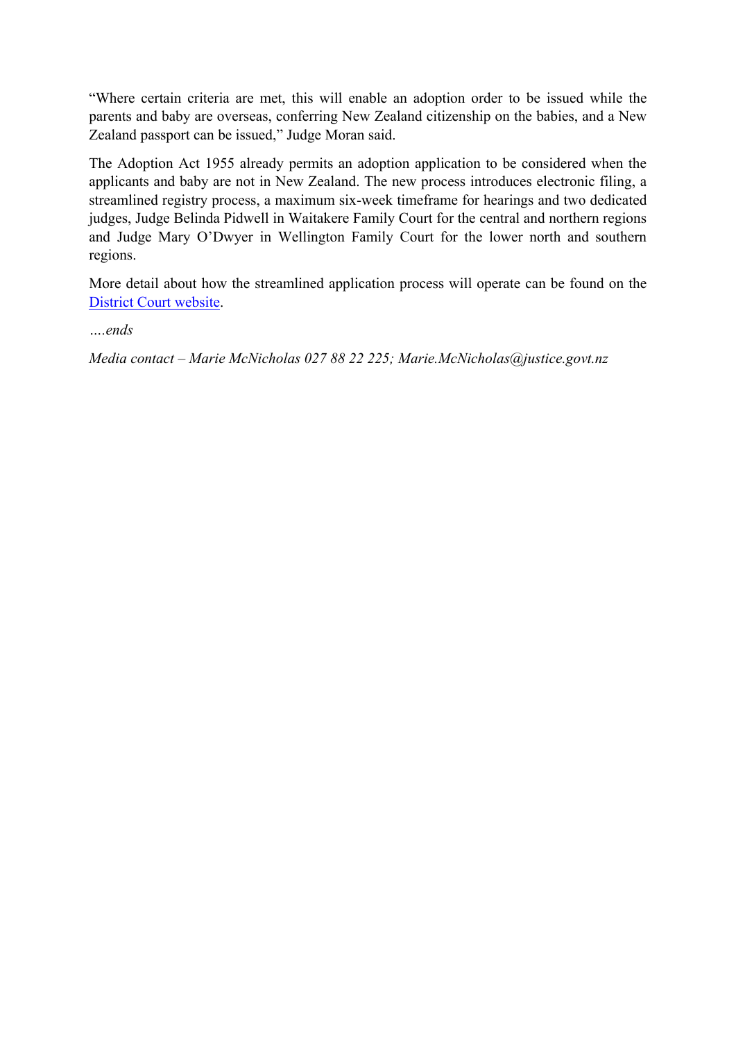"Where certain criteria are met, this will enable an adoption order to be issued while the parents and baby are overseas, conferring New Zealand citizenship on the babies, and a New Zealand passport can be issued," Judge Moran said.

The Adoption Act 1955 already permits an adoption application to be considered when the applicants and baby are not in New Zealand. The new process introduces electronic filing, a streamlined registry process, a maximum six-week timeframe for hearings and two dedicated judges, Judge Belinda Pidwell in Waitakere Family Court for the central and northern regions and Judge Mary O'Dwyer in Wellington Family Court for the lower north and southern regions.

More detail about how the streamlined application process will operate can be found on the District Court website.

*….ends*

*Media contact – Marie McNicholas 027 88 22 225; Marie.McNicholas@justice.govt.nz*